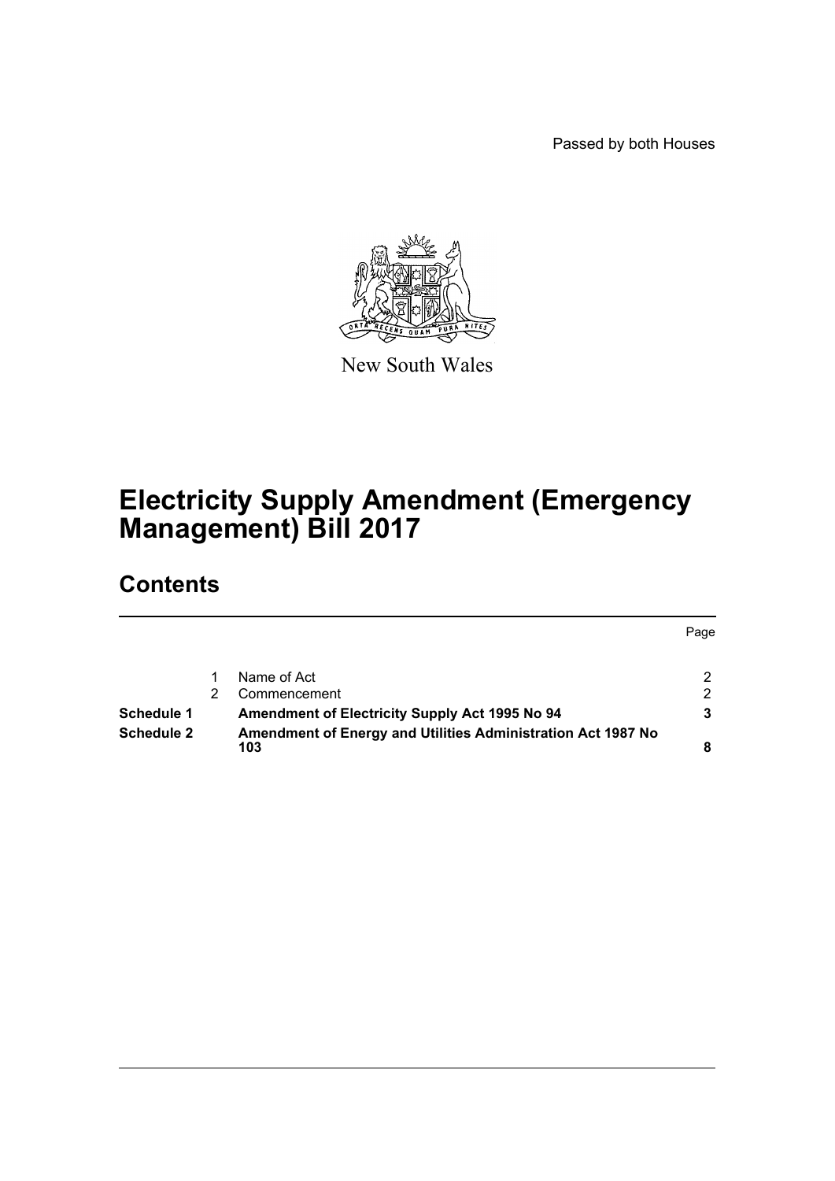Passed by both Houses

New South Wales

# Electricity Supply Amendment (Emergency Management) Bill 2017

## Contents

| | | | Page |
|---|---|---|---|
| | 1 | Name of Act | 2 |
| | 2 | Commencement | 2 |
| **Schedule 1** | | **Amendment of Electricity Supply Act 1995 No 94** | **3** |
| **Schedule 2** | | **Amendment of Energy and Utilities Administration Act 1987 No 103** | **8** |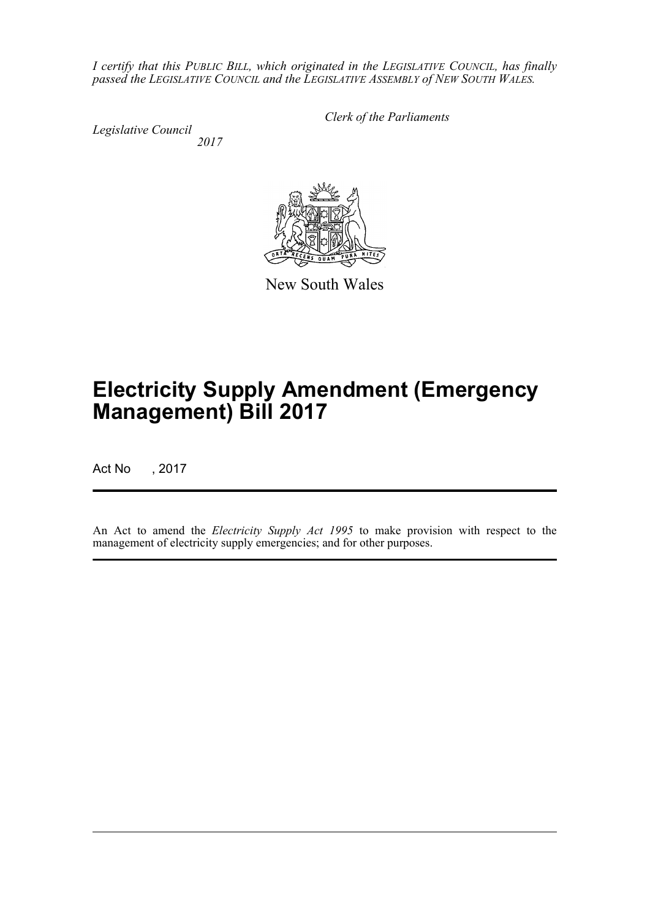*I certify that this PUBLIC BILL, which originated in the LEGISLATIVE COUNCIL, has finally passed the LEGISLATIVE COUNCIL and the LEGISLATIVE ASSEMBLY of NEW SOUTH WALES.*

*Clerk of the Parliaments*

*Legislative Council*
*2017*

New South Wales

# Electricity Supply Amendment (Emergency Management) Bill 2017

Act No , 2017

An Act to amend the *Electricity Supply Act 1995* to make provision with respect to the management of electricity supply emergencies; and for other purposes.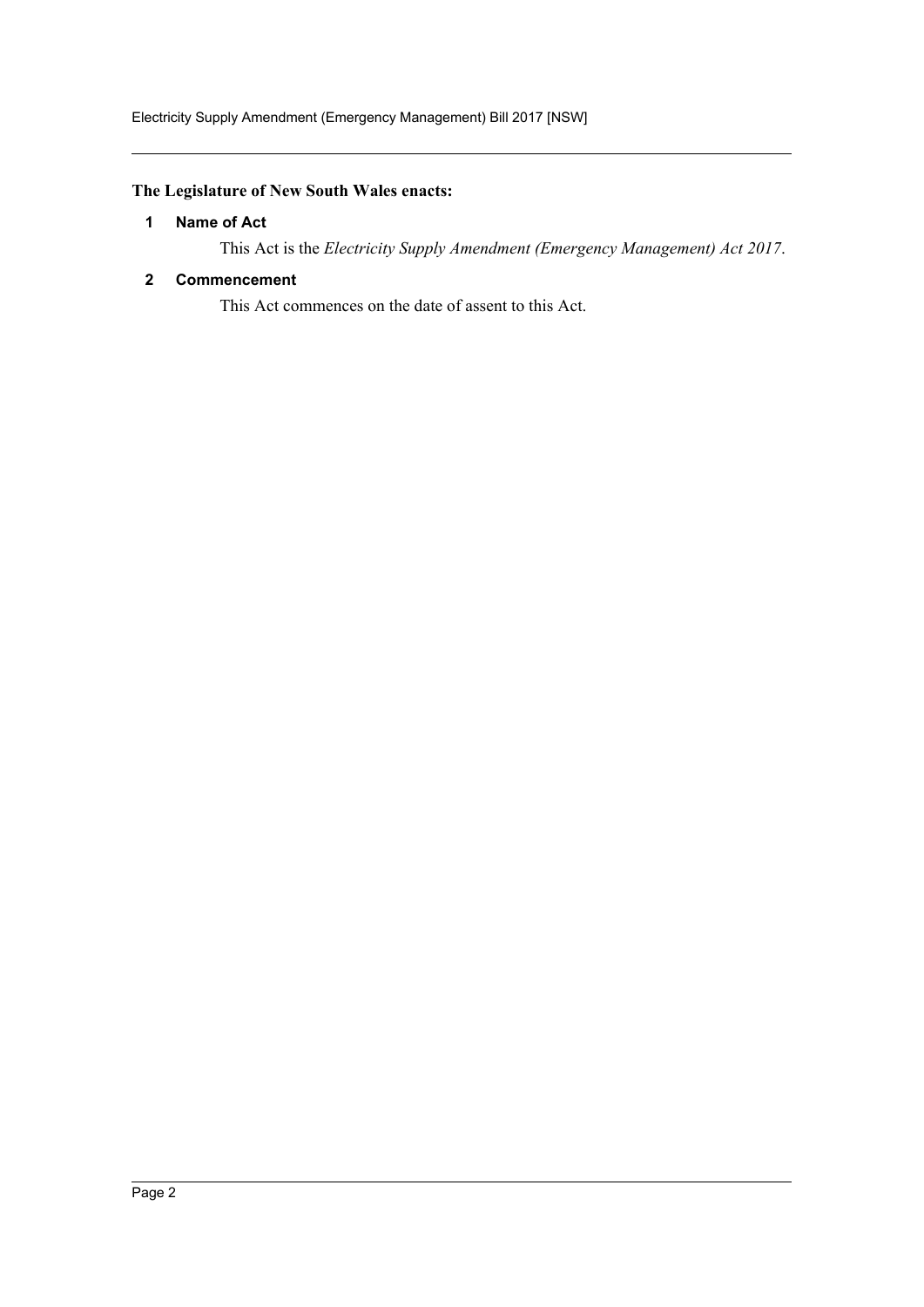**The Legislature of New South Wales enacts:**

### 1 Name of Act

This Act is the *Electricity Supply Amendment (Emergency Management) Act 2017*.

### 2 Commencement

This Act commences on the date of assent to this Act.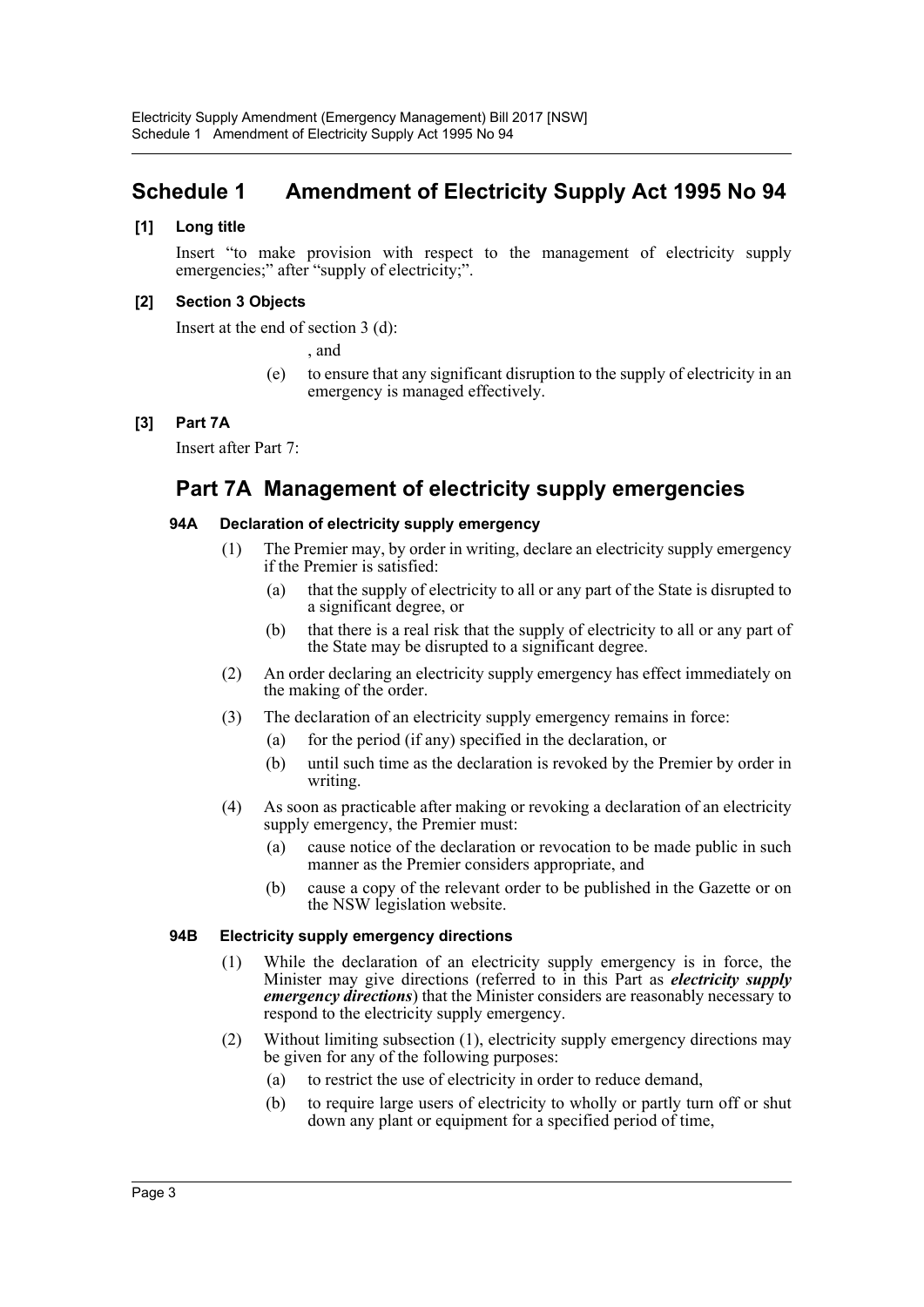# Schedule 1 Amendment of Electricity Supply Act 1995 No 94

**[1] Long title**

Insert "to make provision with respect to the management of electricity supply emergencies;" after "supply of electricity;".

**[2] Section 3 Objects**

Insert at the end of section 3 (d):

, and

(e) to ensure that any significant disruption to the supply of electricity in an emergency is managed effectively.

**[3] Part 7A**

Insert after Part 7:

## Part 7A Management of electricity supply emergencies

### 94A Declaration of electricity supply emergency

(1) The Premier may, by order in writing, declare an electricity supply emergency if the Premier is satisfied:

(a) that the supply of electricity to all or any part of the State is disrupted to a significant degree, or

(b) that there is a real risk that the supply of electricity to all or any part of the State may be disrupted to a significant degree.

(2) An order declaring an electricity supply emergency has effect immediately on the making of the order.

(3) The declaration of an electricity supply emergency remains in force:

(a) for the period (if any) specified in the declaration, or

(b) until such time as the declaration is revoked by the Premier by order in writing.

(4) As soon as practicable after making or revoking a declaration of an electricity supply emergency, the Premier must:

(a) cause notice of the declaration or revocation to be made public in such manner as the Premier considers appropriate, and

(b) cause a copy of the relevant order to be published in the Gazette or on the NSW legislation website.

### 94B Electricity supply emergency directions

(1) While the declaration of an electricity supply emergency is in force, the Minister may give directions (referred to in this Part as ***electricity supply emergency directions***) that the Minister considers are reasonably necessary to respond to the electricity supply emergency.

(2) Without limiting subsection (1), electricity supply emergency directions may be given for any of the following purposes:

(a) to restrict the use of electricity in order to reduce demand,

(b) to require large users of electricity to wholly or partly turn off or shut down any plant or equipment for a specified period of time,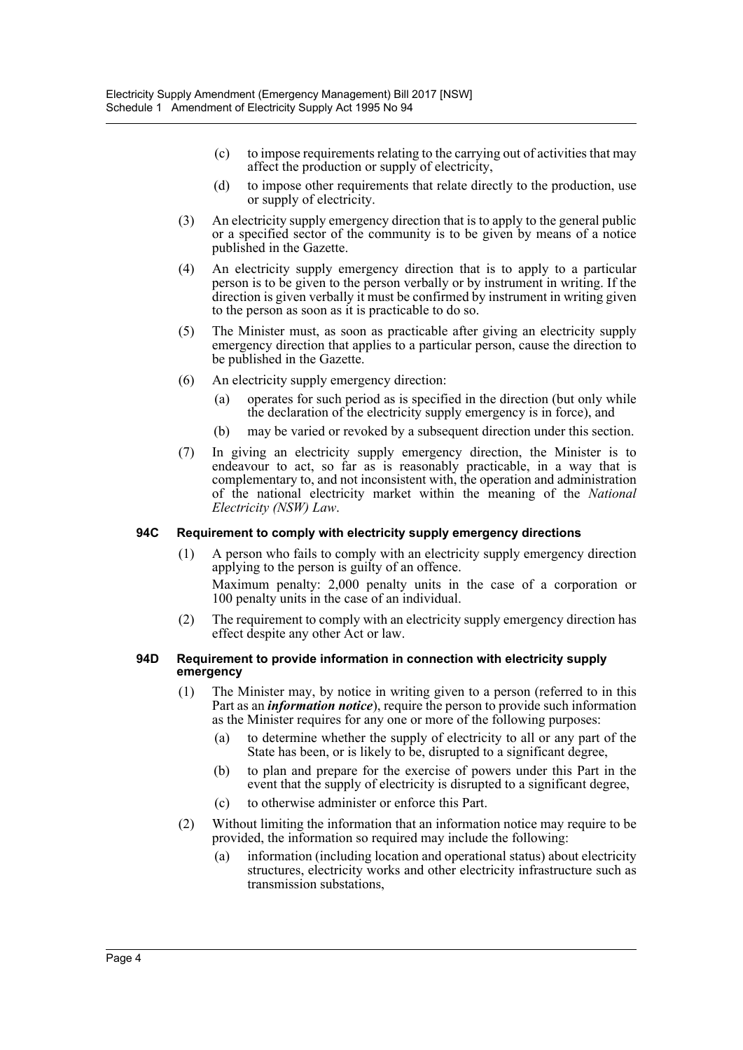(c) to impose requirements relating to the carrying out of activities that may affect the production or supply of electricity,

(d) to impose other requirements that relate directly to the production, use or supply of electricity.

(3) An electricity supply emergency direction that is to apply to the general public or a specified sector of the community is to be given by means of a notice published in the Gazette.

(4) An electricity supply emergency direction that is to apply to a particular person is to be given to the person verbally or by instrument in writing. If the direction is given verbally it must be confirmed by instrument in writing given to the person as soon as it is practicable to do so.

(5) The Minister must, as soon as practicable after giving an electricity supply emergency direction that applies to a particular person, cause the direction to be published in the Gazette.

(6) An electricity supply emergency direction:

(a) operates for such period as is specified in the direction (but only while the declaration of the electricity supply emergency is in force), and

(b) may be varied or revoked by a subsequent direction under this section.

(7) In giving an electricity supply emergency direction, the Minister is to endeavour to act, so far as is reasonably practicable, in a way that is complementary to, and not inconsistent with, the operation and administration of the national electricity market within the meaning of the *National Electricity (NSW) Law*.

#### 94C Requirement to comply with electricity supply emergency directions

(1) A person who fails to comply with an electricity supply emergency direction applying to the person is guilty of an offence.

Maximum penalty: 2,000 penalty units in the case of a corporation or 100 penalty units in the case of an individual.

(2) The requirement to comply with an electricity supply emergency direction has effect despite any other Act or law.

#### 94D Requirement to provide information in connection with electricity supply emergency

(1) The Minister may, by notice in writing given to a person (referred to in this Part as an ***information notice***), require the person to provide such information as the Minister requires for any one or more of the following purposes:

(a) to determine whether the supply of electricity to all or any part of the State has been, or is likely to be, disrupted to a significant degree,

(b) to plan and prepare for the exercise of powers under this Part in the event that the supply of electricity is disrupted to a significant degree,

(c) to otherwise administer or enforce this Part.

(2) Without limiting the information that an information notice may require to be provided, the information so required may include the following:

(a) information (including location and operational status) about electricity structures, electricity works and other electricity infrastructure such as transmission substations,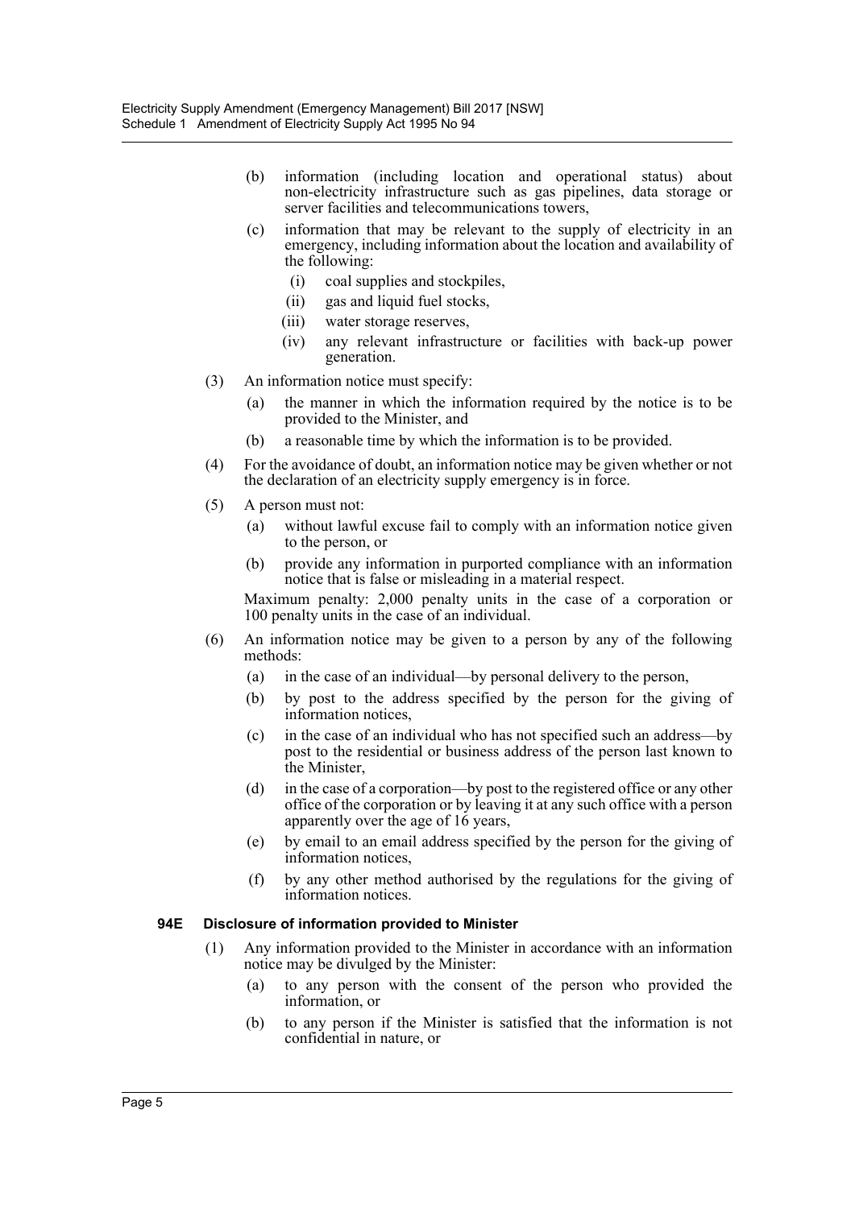(b) information (including location and operational status) about non-electricity infrastructure such as gas pipelines, data storage or server facilities and telecommunications towers,

(c) information that may be relevant to the supply of electricity in an emergency, including information about the location and availability of the following:

  (i) coal supplies and stockpiles,

  (ii) gas and liquid fuel stocks,

  (iii) water storage reserves,

  (iv) any relevant infrastructure or facilities with back-up power generation.

(3) An information notice must specify:

  (a) the manner in which the information required by the notice is to be provided to the Minister, and

  (b) a reasonable time by which the information is to be provided.

(4) For the avoidance of doubt, an information notice may be given whether or not the declaration of an electricity supply emergency is in force.

(5) A person must not:

  (a) without lawful excuse fail to comply with an information notice given to the person, or

  (b) provide any information in purported compliance with an information notice that is false or misleading in a material respect.

Maximum penalty: 2,000 penalty units in the case of a corporation or 100 penalty units in the case of an individual.

(6) An information notice may be given to a person by any of the following methods:

  (a) in the case of an individual—by personal delivery to the person,

  (b) by post to the address specified by the person for the giving of information notices,

  (c) in the case of an individual who has not specified such an address—by post to the residential or business address of the person last known to the Minister,

  (d) in the case of a corporation—by post to the registered office or any other office of the corporation or by leaving it at any such office with a person apparently over the age of 16 years,

  (e) by email to an email address specified by the person for the giving of information notices,

  (f) by any other method authorised by the regulations for the giving of information notices.

**94E Disclosure of information provided to Minister**

(1) Any information provided to the Minister in accordance with an information notice may be divulged by the Minister:

  (a) to any person with the consent of the person who provided the information, or

  (b) to any person if the Minister is satisfied that the information is not confidential in nature, or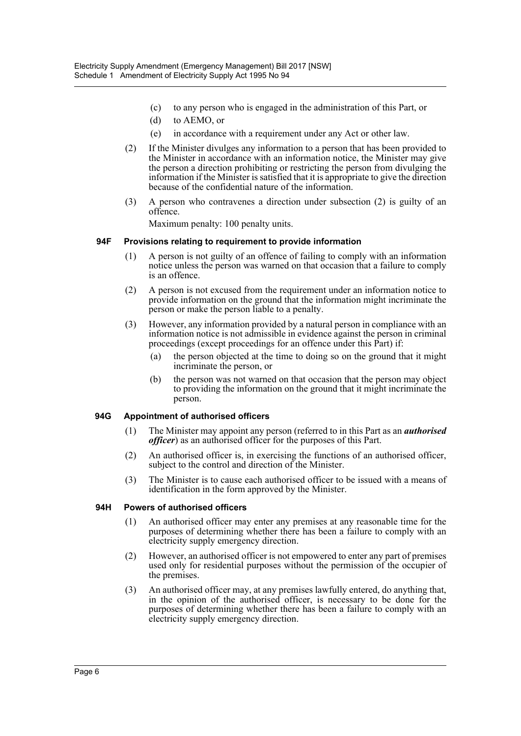(c) to any person who is engaged in the administration of this Part, or

(d) to AEMO, or

(e) in accordance with a requirement under any Act or other law.

(2) If the Minister divulges any information to a person that has been provided to the Minister in accordance with an information notice, the Minister may give the person a direction prohibiting or restricting the person from divulging the information if the Minister is satisfied that it is appropriate to give the direction because of the confidential nature of the information.

(3) A person who contravenes a direction under subsection (2) is guilty of an offence.

Maximum penalty: 100 penalty units.

#### 94F Provisions relating to requirement to provide information

(1) A person is not guilty of an offence of failing to comply with an information notice unless the person was warned on that occasion that a failure to comply is an offence.

(2) A person is not excused from the requirement under an information notice to provide information on the ground that the information might incriminate the person or make the person liable to a penalty.

(3) However, any information provided by a natural person in compliance with an information notice is not admissible in evidence against the person in criminal proceedings (except proceedings for an offence under this Part) if:

(a) the person objected at the time to doing so on the ground that it might incriminate the person, or

(b) the person was not warned on that occasion that the person may object to providing the information on the ground that it might incriminate the person.

#### 94G Appointment of authorised officers

(1) The Minister may appoint any person (referred to in this Part as an ***authorised officer***) as an authorised officer for the purposes of this Part.

(2) An authorised officer is, in exercising the functions of an authorised officer, subject to the control and direction of the Minister.

(3) The Minister is to cause each authorised officer to be issued with a means of identification in the form approved by the Minister.

#### 94H Powers of authorised officers

(1) An authorised officer may enter any premises at any reasonable time for the purposes of determining whether there has been a failure to comply with an electricity supply emergency direction.

(2) However, an authorised officer is not empowered to enter any part of premises used only for residential purposes without the permission of the occupier of the premises.

(3) An authorised officer may, at any premises lawfully entered, do anything that, in the opinion of the authorised officer, is necessary to be done for the purposes of determining whether there has been a failure to comply with an electricity supply emergency direction.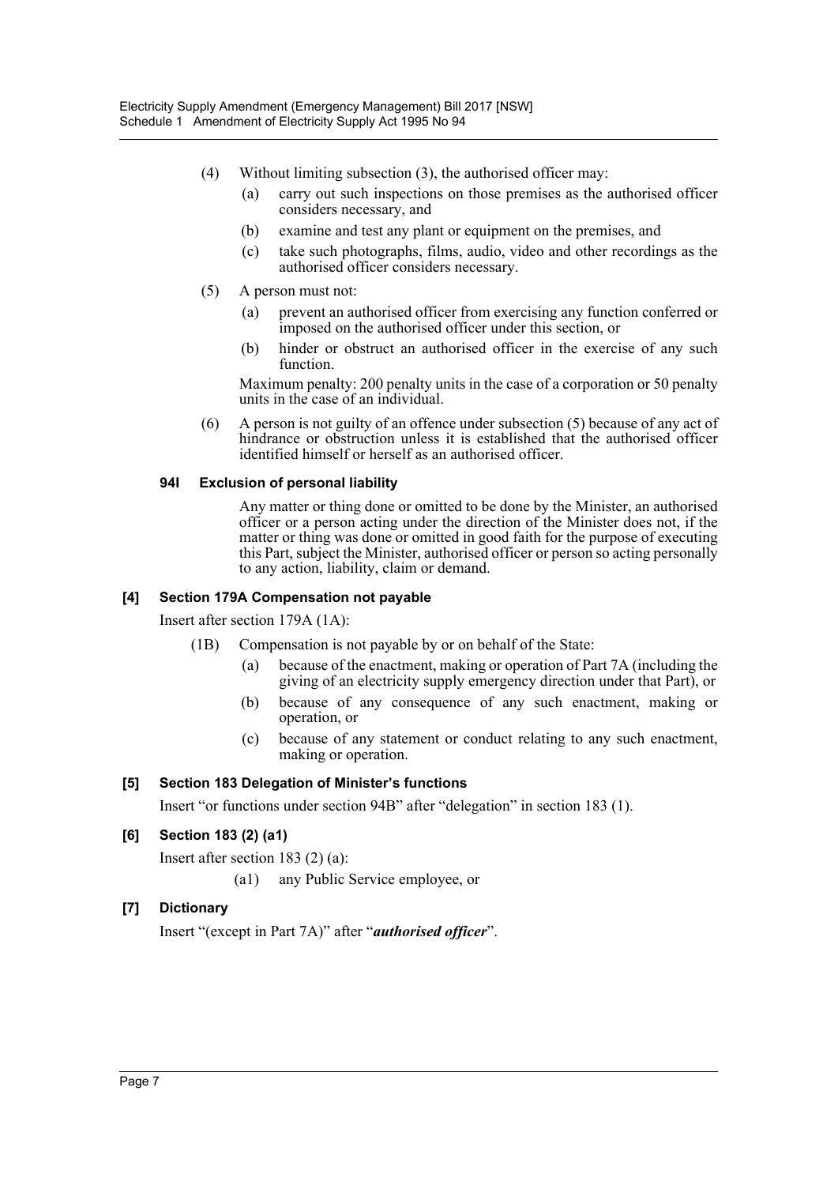(4) Without limiting subsection (3), the authorised officer may:

(a) carry out such inspections on those premises as the authorised officer considers necessary, and

(b) examine and test any plant or equipment on the premises, and

(c) take such photographs, films, audio, video and other recordings as the authorised officer considers necessary.

(5) A person must not:

(a) prevent an authorised officer from exercising any function conferred or imposed on the authorised officer under this section, or

(b) hinder or obstruct an authorised officer in the exercise of any such function.

Maximum penalty: 200 penalty units in the case of a corporation or 50 penalty units in the case of an individual.

(6) A person is not guilty of an offence under subsection (5) because of any act of hindrance or obstruction unless it is established that the authorised officer identified himself or herself as an authorised officer.

#### 94I Exclusion of personal liability

Any matter or thing done or omitted to be done by the Minister, an authorised officer or a person acting under the direction of the Minister does not, if the matter or thing was done or omitted in good faith for the purpose of executing this Part, subject the Minister, authorised officer or person so acting personally to any action, liability, claim or demand.

### [4] Section 179A Compensation not payable

Insert after section 179A (1A):

(1B) Compensation is not payable by or on behalf of the State:

(a) because of the enactment, making or operation of Part 7A (including the giving of an electricity supply emergency direction under that Part), or

(b) because of any consequence of any such enactment, making or operation, or

(c) because of any statement or conduct relating to any such enactment, making or operation.

### [5] Section 183 Delegation of Minister's functions

Insert "or functions under section 94B" after "delegation" in section 183 (1).

### [6] Section 183 (2) (a1)

Insert after section 183 (2) (a):

(a1) any Public Service employee, or

### [7] Dictionary

Insert "(except in Part 7A)" after "***authorised officer***".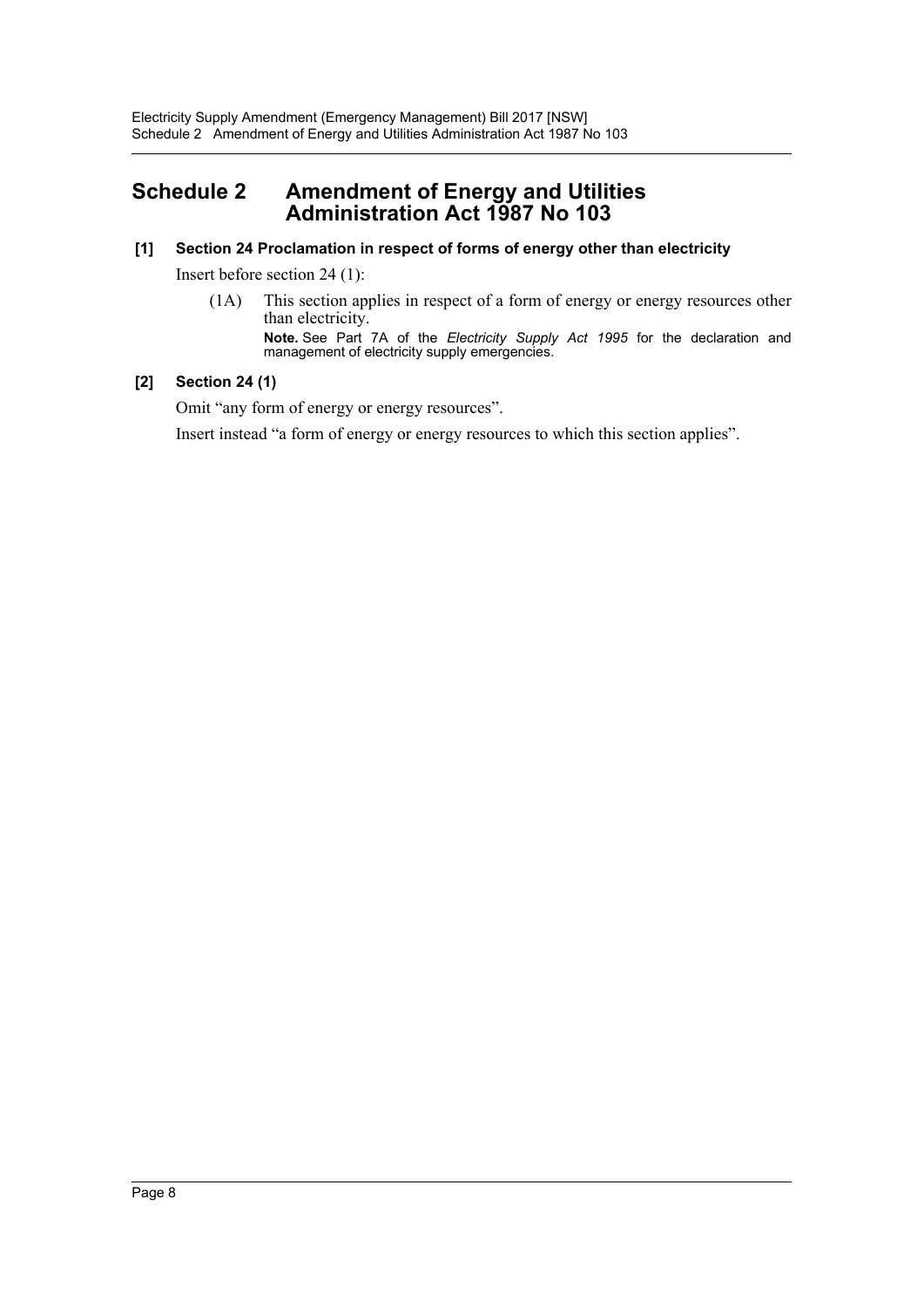# Schedule 2 Amendment of Energy and Utilities Administration Act 1987 No 103

**[1] Section 24 Proclamation in respect of forms of energy other than electricity**

Insert before section 24 (1):

(1A) This section applies in respect of a form of energy or energy resources other than electricity.

**Note.** See Part 7A of the *Electricity Supply Act 1995* for the declaration and management of electricity supply emergencies.

**[2] Section 24 (1)**

Omit “any form of energy or energy resources”.

Insert instead “a form of energy or energy resources to which this section applies”.